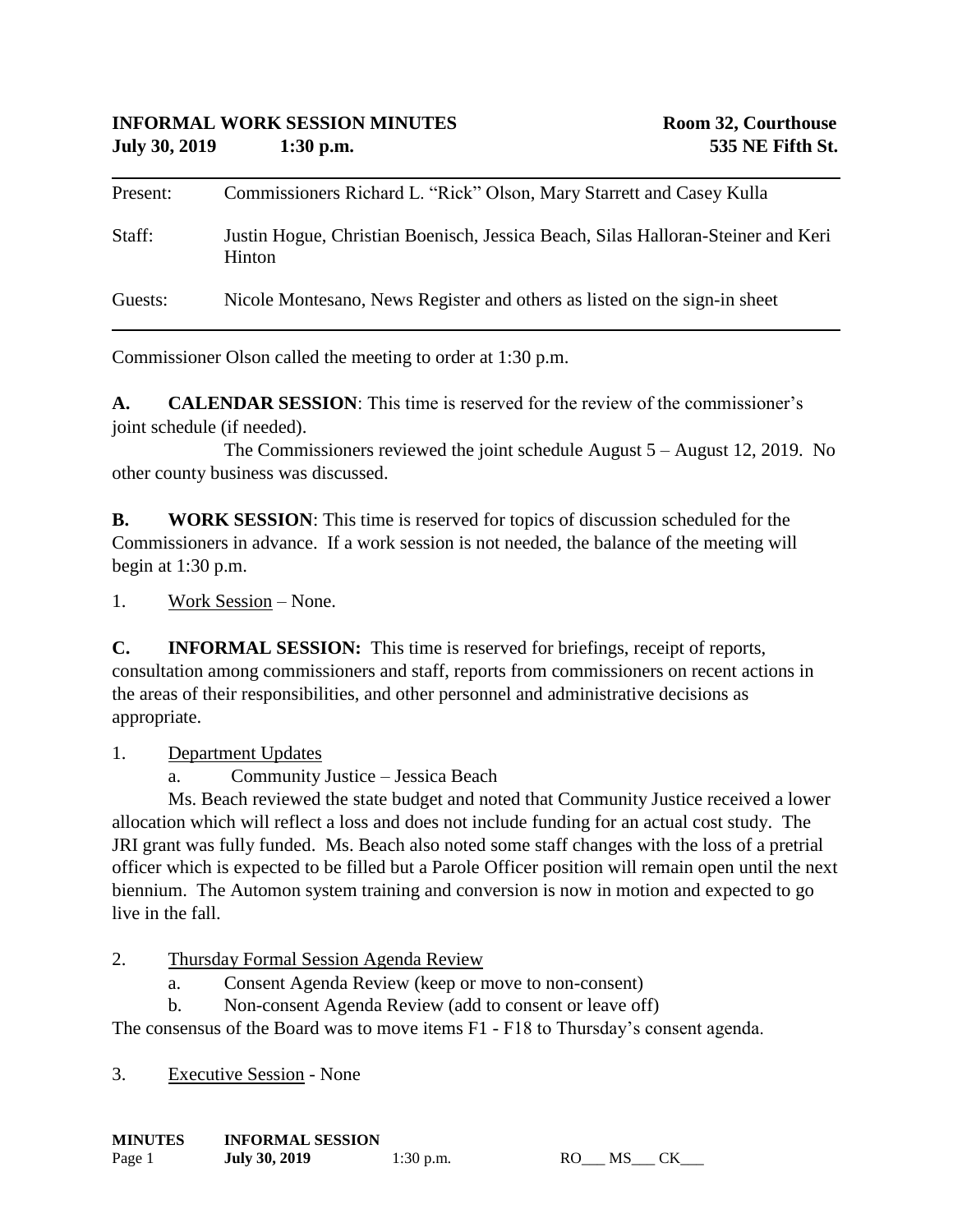**INFORMAL WORK SESSION MINUTES** — **Room 32, Courthouse**
**July 30, 2019** — **1:30 p.m.** — **535 NE Fifth St.**

---

Present: Commissioners Richard L. "Rick" Olson, Mary Starrett and Casey Kulla

Staff: Justin Hogue, Christian Boenisch, Jessica Beach, Silas Halloran-Steiner and Keri Hinton

Guests: Nicole Montesano, News Register and others as listed on the sign-in sheet

---

Commissioner Olson called the meeting to order at 1:30 p.m.

**A. CALENDAR SESSION**: This time is reserved for the review of the commissioner's joint schedule (if needed).

The Commissioners reviewed the joint schedule August 5 – August 12, 2019. No other county business was discussed.

**B. WORK SESSION**: This time is reserved for topics of discussion scheduled for the Commissioners in advance. If a work session is not needed, the balance of the meeting will begin at 1:30 p.m.

1. Work Session – None.

**C. INFORMAL SESSION:** This time is reserved for briefings, receipt of reports, consultation among commissioners and staff, reports from commissioners on recent actions in the areas of their responsibilities, and other personnel and administrative decisions as appropriate.

1. Department Updates
   a. Community Justice – Jessica Beach

Ms. Beach reviewed the state budget and noted that Community Justice received a lower allocation which will reflect a loss and does not include funding for an actual cost study. The JRI grant was fully funded. Ms. Beach also noted some staff changes with the loss of a pretrial officer which is expected to be filled but a Parole Officer position will remain open until the next biennium. The Automon system training and conversion is now in motion and expected to go live in the fall.

2. Thursday Formal Session Agenda Review
   a. Consent Agenda Review (keep or move to non-consent)
   b. Non-consent Agenda Review (add to consent or leave off)

The consensus of the Board was to move items F1 - F18 to Thursday's consent agenda.

3. Executive Session - None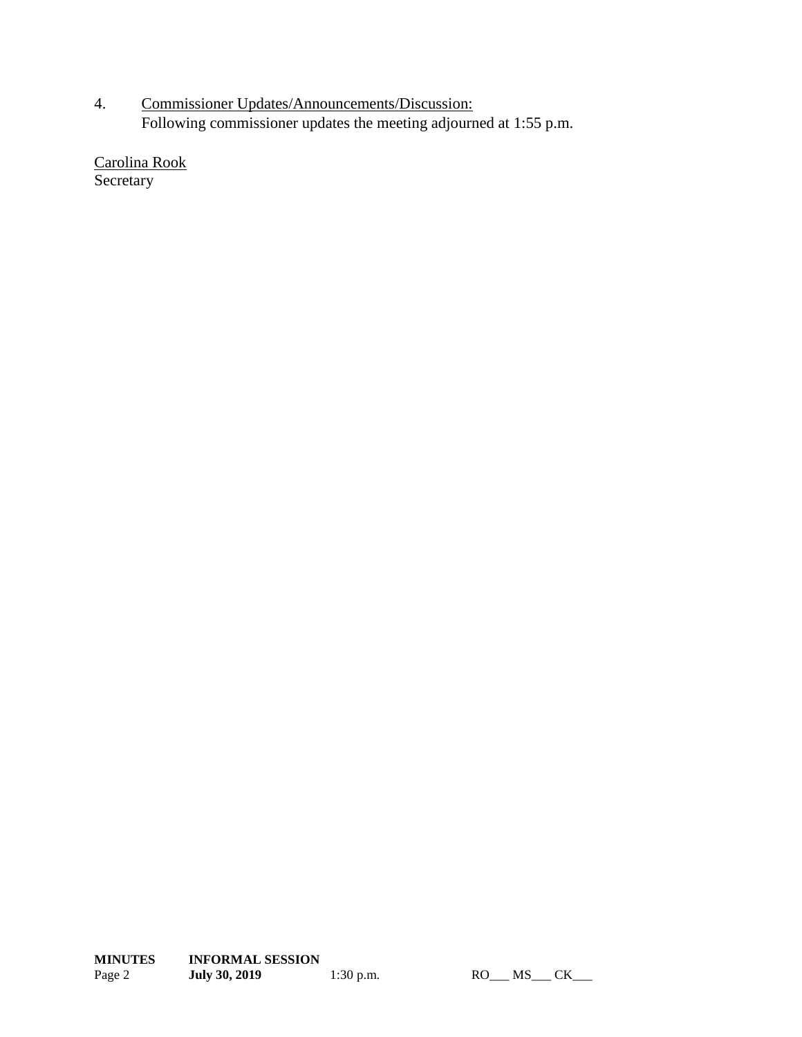4. Commissioner Updates/Announcements/Discussion:
   Following commissioner updates the meeting adjourned at 1:55 p.m.

Carolina Rook
Secretary